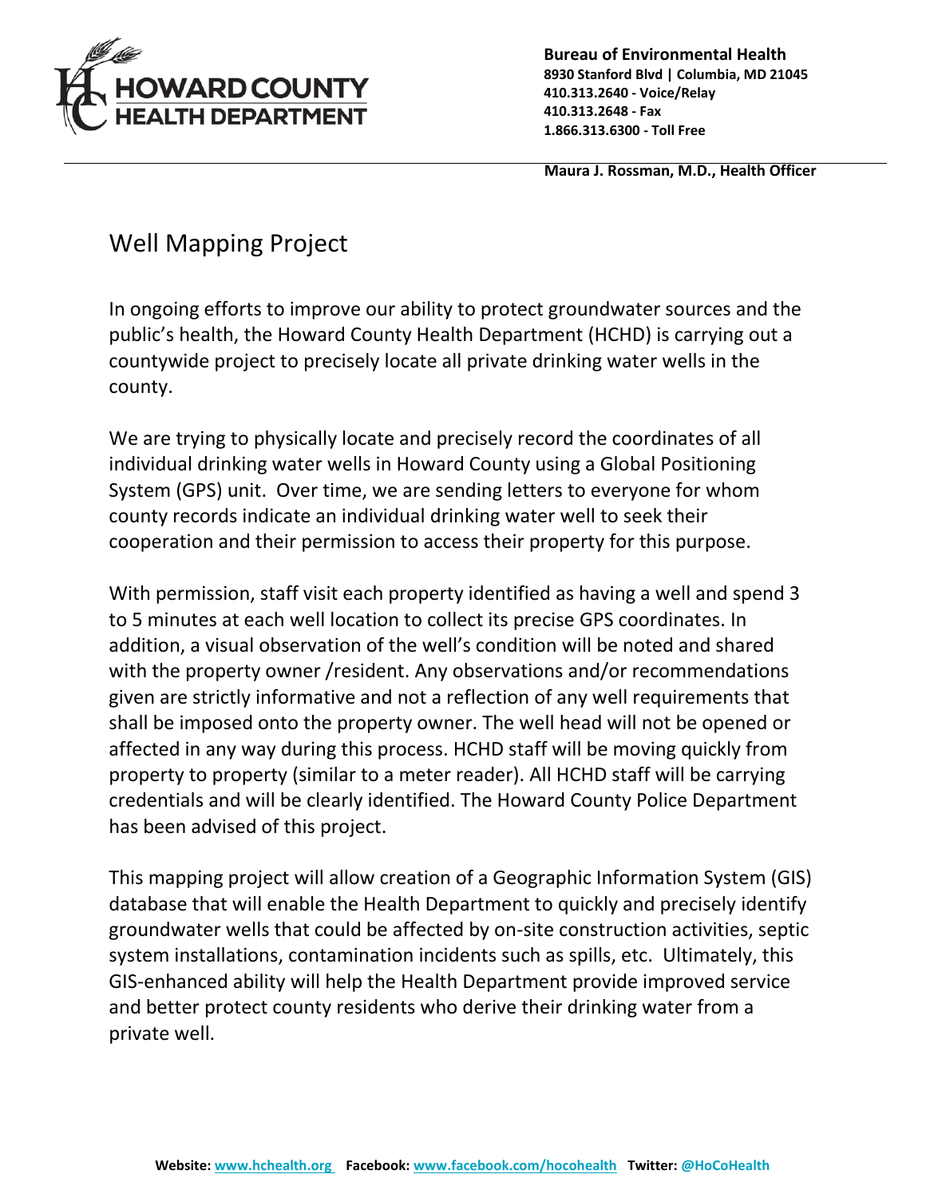**HOWARD COUNTY HEALTH DEPARTMENT**

**Bureau of Environmental Health**
**8930 Stanford Blvd | Columbia, MD 21045**
**410.313.2640 - Voice/Relay**
**410.313.2648 - Fax**
**1.866.313.6300 - Toll Free**

**Maura J. Rossman, M.D., Health Officer**

# Well Mapping Project

In ongoing efforts to improve our ability to protect groundwater sources and the public's health, the Howard County Health Department (HCHD) is carrying out a countywide project to precisely locate all private drinking water wells in the county.

We are trying to physically locate and precisely record the coordinates of all individual drinking water wells in Howard County using a Global Positioning System (GPS) unit. Over time, we are sending letters to everyone for whom county records indicate an individual drinking water well to seek their cooperation and their permission to access their property for this purpose.

With permission, staff visit each property identified as having a well and spend 3 to 5 minutes at each well location to collect its precise GPS coordinates. In addition, a visual observation of the well's condition will be noted and shared with the property owner /resident. Any observations and/or recommendations given are strictly informative and not a reflection of any well requirements that shall be imposed onto the property owner. The well head will not be opened or affected in any way during this process. HCHD staff will be moving quickly from property to property (similar to a meter reader). All HCHD staff will be carrying credentials and will be clearly identified. The Howard County Police Department has been advised of this project.

This mapping project will allow creation of a Geographic Information System (GIS) database that will enable the Health Department to quickly and precisely identify groundwater wells that could be affected by on-site construction activities, septic system installations, contamination incidents such as spills, etc. Ultimately, this GIS-enhanced ability will help the Health Department provide improved service and better protect county residents who derive their drinking water from a private well.

**Website:** www.hchealth.org **Facebook:** www.facebook.com/hocohealth **Twitter:** @HoCoHealth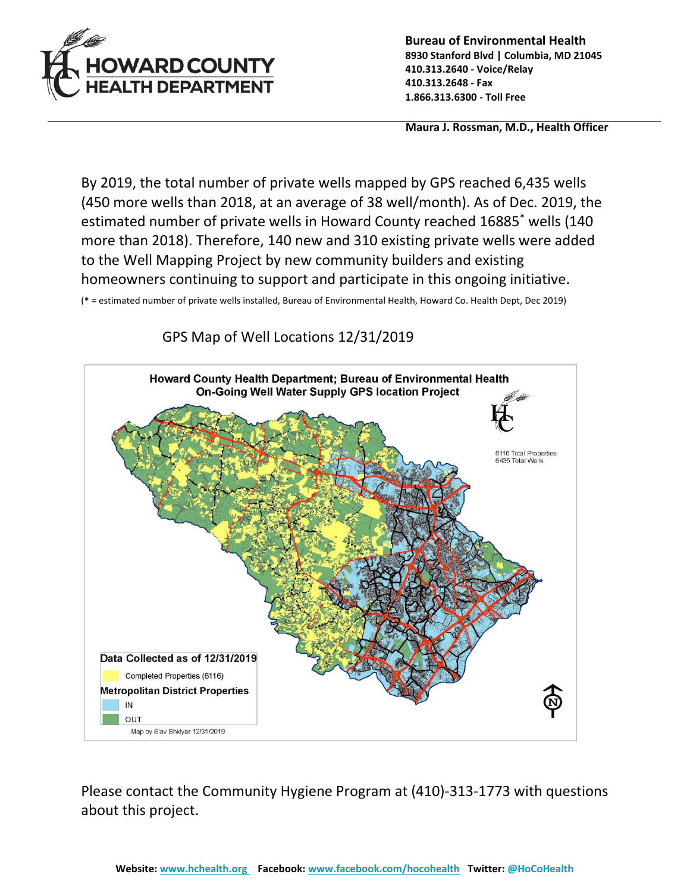**Bureau of Environmental Health**
**8930 Stanford Blvd | Columbia, MD 21045**
**410.313.2640 - Voice/Relay**
**410.313.2648 - Fax**
**1.866.313.6300 - Toll Free**

**Maura J. Rossman, M.D., Health Officer**

By 2019, the total number of private wells mapped by GPS reached 6,435 wells (450 more wells than 2018, at an average of 38 well/month). As of Dec. 2019, the estimated number of private wells in Howard County reached 16885* wells (140 more than 2018). Therefore, 140 new and 310 existing private wells were added to the Well Mapping Project by new community builders and existing homeowners continuing to support and participate in this ongoing initiative.

(* = estimated number of private wells installed, Bureau of Environmental Health, Howard Co. Health Dept, Dec 2019)

GPS Map of Well Locations 12/31/2019

Howard County Health Department; Bureau of Environmental Health
On-Going Well Water Supply GPS location Project

6116 Total Properties
6435 Total Wells

Data Collected as of 12/31/2019
Completed Properties (6116)
Metropolitan District Properties
IN
OUT
Map by Slav Shklyar 12/31/2019

Please contact the Community Hygiene Program at (410)-313-1773 with questions about this project.

**Website:** www.hchealth.org **Facebook:** www.facebook.com/hocohealth **Twitter:** @HoCoHealth